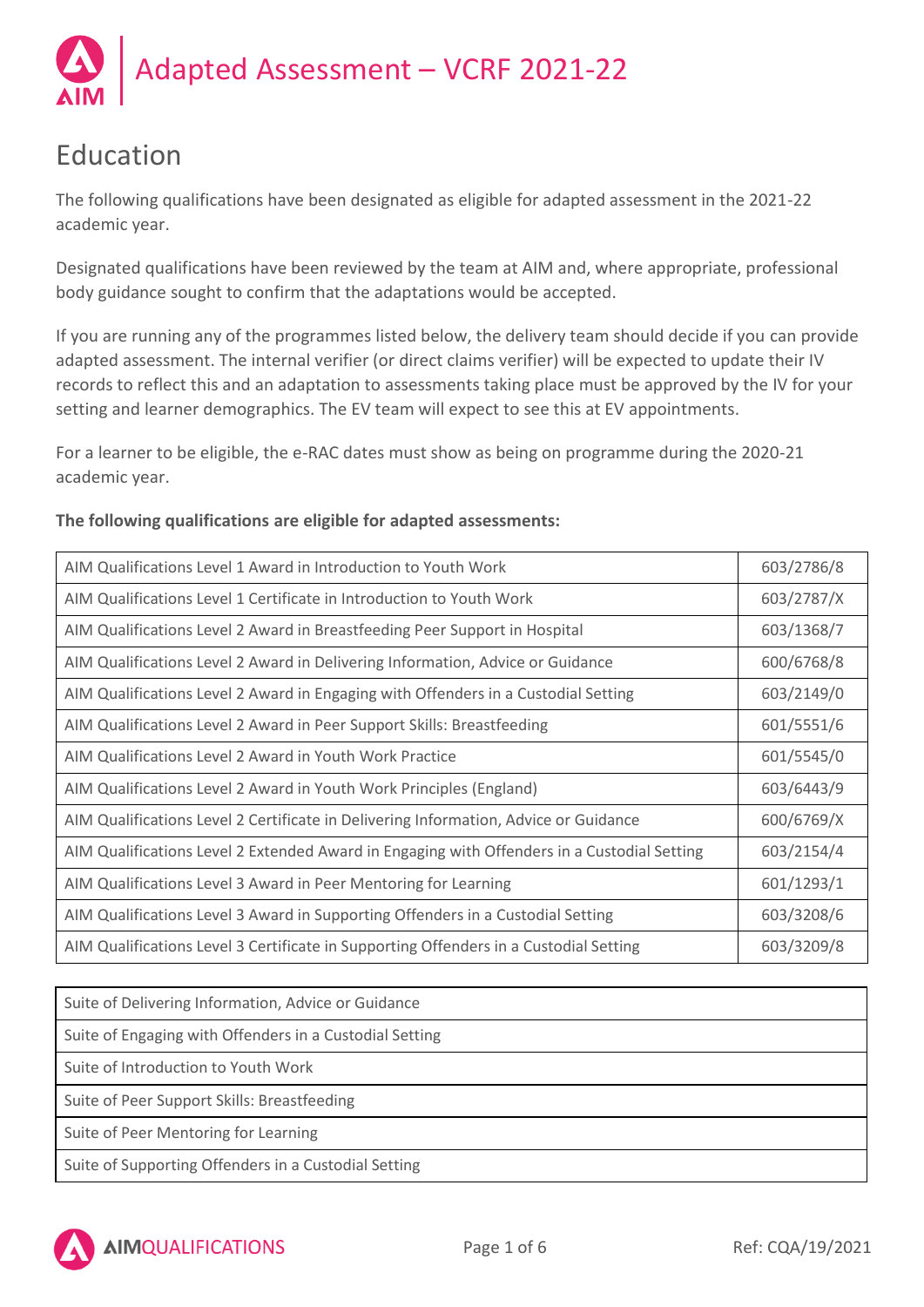# Adapted Assessment – VCRF 2021-22

## Education

The following qualifications have been designated as eligible for adapted assessment in the 2021-22 academic year.

Designated qualifications have been reviewed by the team at AIM and, where appropriate, professional body guidance sought to confirm that the adaptations would be accepted.

If you are running any of the programmes listed below, the delivery team should decide if you can provide adapted assessment. The internal verifier (or direct claims verifier) will be expected to update their IV records to reflect this and an adaptation to assessments taking place must be approved by the IV for your setting and learner demographics. The EV team will expect to see this at EV appointments.

For a learner to be eligible, the e-RAC dates must show as being on programme during the 2020-21 academic year.

**The following qualifications are eligible for adapted assessments:**

| Qualification | Number |
|---|---|
| AIM Qualifications Level 1 Award in Introduction to Youth Work | 603/2786/8 |
| AIM Qualifications Level 1 Certificate in Introduction to Youth Work | 603/2787/X |
| AIM Qualifications Level 2 Award in Breastfeeding Peer Support in Hospital | 603/1368/7 |
| AIM Qualifications Level 2 Award in Delivering Information, Advice or Guidance | 600/6768/8 |
| AIM Qualifications Level 2 Award in Engaging with Offenders in a Custodial Setting | 603/2149/0 |
| AIM Qualifications Level 2 Award in Peer Support Skills: Breastfeeding | 601/5551/6 |
| AIM Qualifications Level 2 Award in Youth Work Practice | 601/5545/0 |
| AIM Qualifications Level 2 Award in Youth Work Principles (England) | 603/6443/9 |
| AIM Qualifications Level 2 Certificate in Delivering Information, Advice or Guidance | 600/6769/X |
| AIM Qualifications Level 2 Extended Award in Engaging with Offenders in a Custodial Setting | 603/2154/4 |
| AIM Qualifications Level 3 Award in Peer Mentoring for Learning | 601/1293/1 |
| AIM Qualifications Level 3 Award in Supporting Offenders in a Custodial Setting | 603/3208/6 |
| AIM Qualifications Level 3 Certificate in Supporting Offenders in a Custodial Setting | 603/3209/8 |

| Suite |
|---|
| Suite of Delivering Information, Advice or Guidance |
| Suite of Engaging with Offenders in a Custodial Setting |
| Suite of Introduction to Youth Work |
| Suite of Peer Support Skills: Breastfeeding |
| Suite of Peer Mentoring for Learning |
| Suite of Supporting Offenders in a Custodial Setting |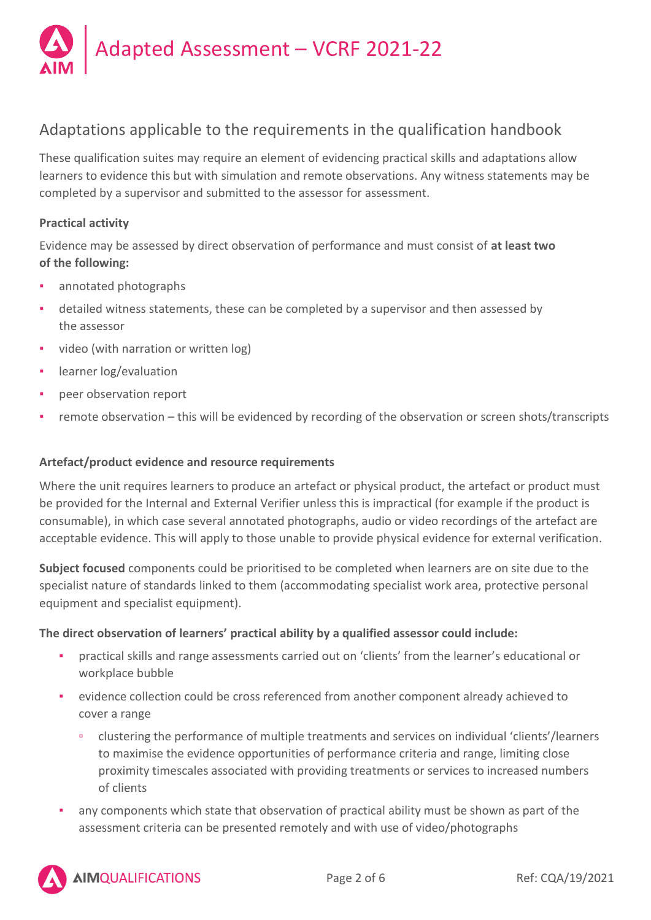## Adaptations applicable to the requirements in the qualification handbook

These qualification suites may require an element of evidencing practical skills and adaptations allow learners to evidence this but with simulation and remote observations. Any witness statements may be completed by a supervisor and submitted to the assessor for assessment.

**Practical activity**

Evidence may be assessed by direct observation of performance and must consist of **at least two of the following:**

- annotated photographs
- detailed witness statements, these can be completed by a supervisor and then assessed by the assessor
- video (with narration or written log)
- learner log/evaluation
- peer observation report
- remote observation – this will be evidenced by recording of the observation or screen shots/transcripts

**Artefact/product evidence and resource requirements**

Where the unit requires learners to produce an artefact or physical product, the artefact or product must be provided for the Internal and External Verifier unless this is impractical (for example if the product is consumable), in which case several annotated photographs, audio or video recordings of the artefact are acceptable evidence. This will apply to those unable to provide physical evidence for external verification.

**Subject focused** components could be prioritised to be completed when learners are on site due to the specialist nature of standards linked to them (accommodating specialist work area, protective personal equipment and specialist equipment).

**The direct observation of learners' practical ability by a qualified assessor could include:**

- practical skills and range assessments carried out on 'clients' from the learner's educational or workplace bubble
- evidence collection could be cross referenced from another component already achieved to cover a range
  - clustering the performance of multiple treatments and services on individual 'clients'/learners to maximise the evidence opportunities of performance criteria and range, limiting close proximity timescales associated with providing treatments or services to increased numbers of clients
- any components which state that observation of practical ability must be shown as part of the assessment criteria can be presented remotely and with use of video/photographs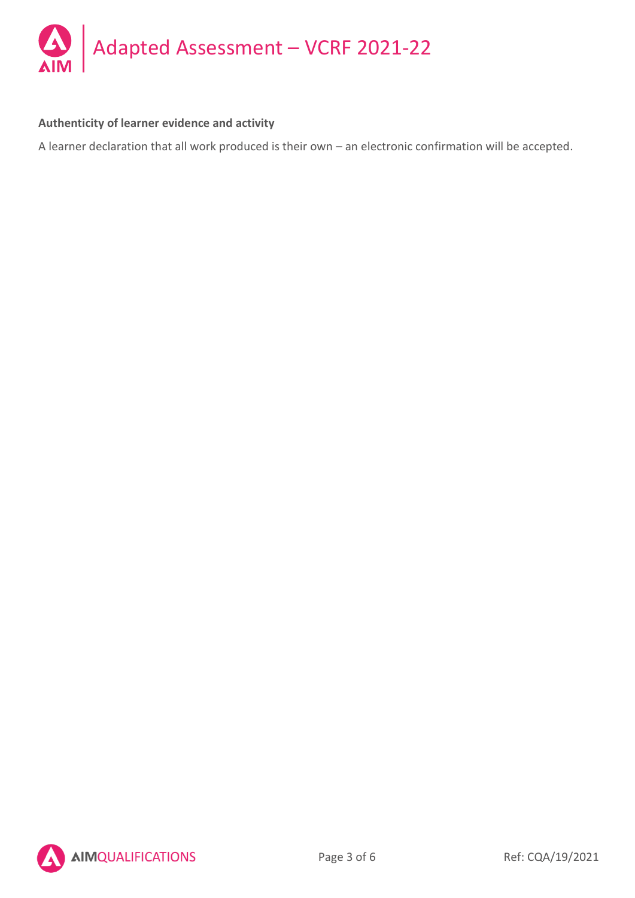**Authenticity of learner evidence and activity**

A learner declaration that all work produced is their own – an electronic confirmation will be accepted.